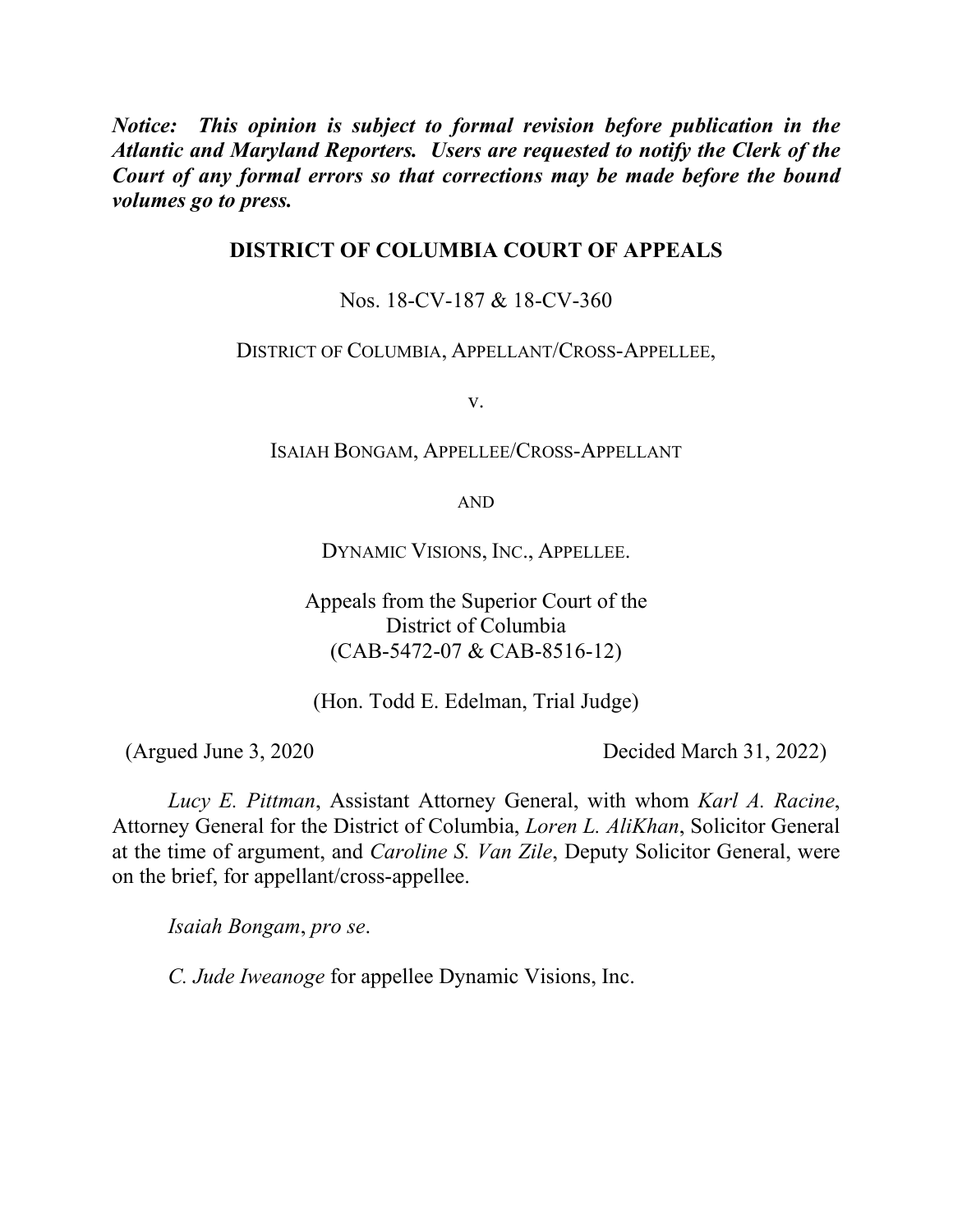***Notice: This opinion is subject to formal revision before publication in the Atlantic and Maryland Reporters. Users are requested to notify the Clerk of the Court of any formal errors so that corrections may be made before the bound volumes go to press.***

**DISTRICT OF COLUMBIA COURT OF APPEALS**

Nos. 18-CV-187 & 18-CV-360

DISTRICT OF COLUMBIA, APPELLANT/CROSS-APPELLEE,

v.

ISAIAH BONGAM, APPELLEE/CROSS-APPELLANT

AND

DYNAMIC VISIONS, INC., APPELLEE.

Appeals from the Superior Court of the District of Columbia (CAB-5472-07 & CAB-8516-12)

(Hon. Todd E. Edelman, Trial Judge)

(Argued June 3, 2020 Decided March 31, 2022)

*Lucy E. Pittman*, Assistant Attorney General, with whom *Karl A. Racine*, Attorney General for the District of Columbia, *Loren L. AliKhan*, Solicitor General at the time of argument, and *Caroline S. Van Zile*, Deputy Solicitor General, were on the brief, for appellant/cross-appellee.

*Isaiah Bongam*, *pro se*.

*C. Jude Iweanoge* for appellee Dynamic Visions, Inc.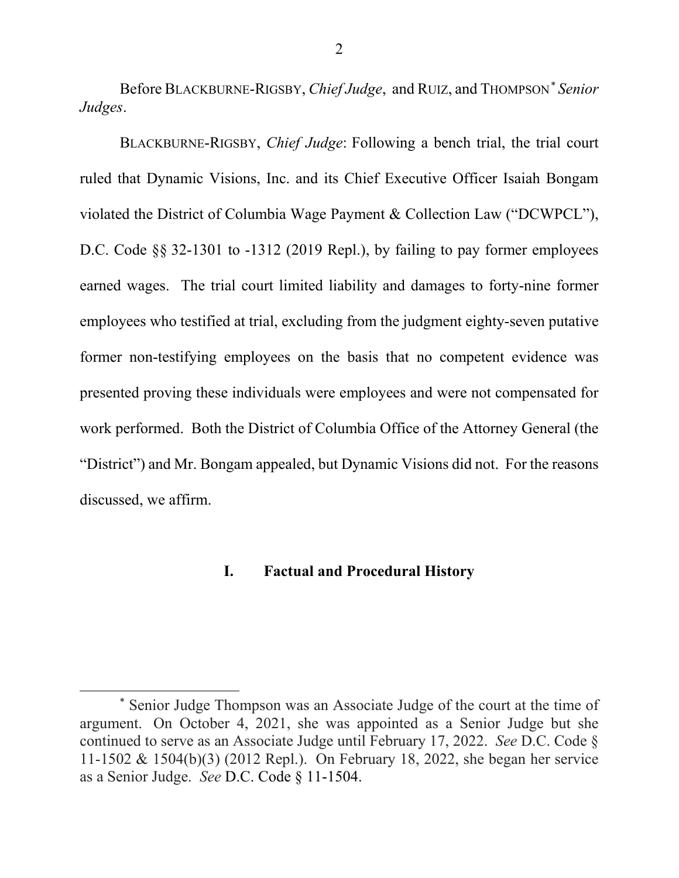Before BLACKBURNE-RIGSBY, *Chief Judge*, and RUIZ, and THOMPSON[*] *Senior Judges*.

BLACKBURNE-RIGSBY, *Chief Judge*: Following a bench trial, the trial court ruled that Dynamic Visions, Inc. and its Chief Executive Officer Isaiah Bongam violated the District of Columbia Wage Payment & Collection Law ("DCWPCL"), D.C. Code §§ 32-1301 to -1312 (2019 Repl.), by failing to pay former employees earned wages. The trial court limited liability and damages to forty-nine former employees who testified at trial, excluding from the judgment eighty-seven putative former non-testifying employees on the basis that no competent evidence was presented proving these individuals were employees and were not compensated for work performed. Both the District of Columbia Office of the Attorney General (the "District") and Mr. Bongam appealed, but Dynamic Visions did not. For the reasons discussed, we affirm.

## I. Factual and Procedural History

[*] Senior Judge Thompson was an Associate Judge of the court at the time of argument. On October 4, 2021, she was appointed as a Senior Judge but she continued to serve as an Associate Judge until February 17, 2022. *See* D.C. Code § 11-1502 & 1504(b)(3) (2012 Repl.). On February 18, 2022, she began her service as a Senior Judge. *See* D.C. Code § 11-1504.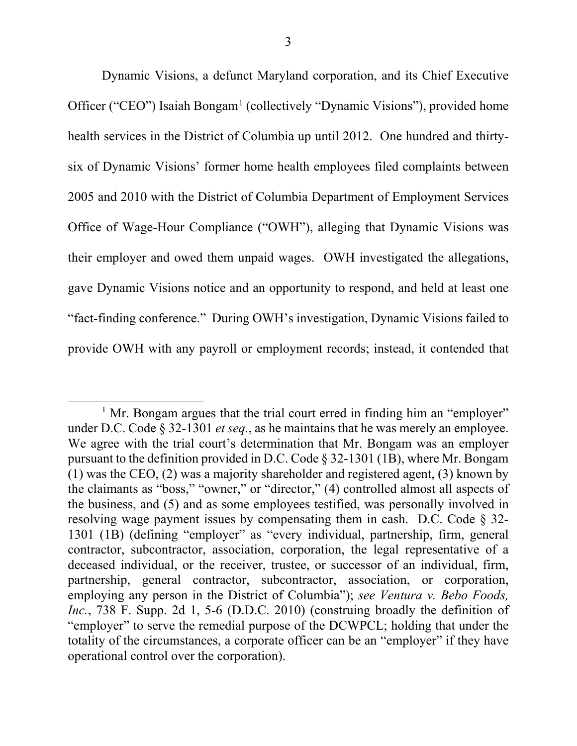Dynamic Visions, a defunct Maryland corporation, and its Chief Executive Officer ("CEO") Isaiah Bongam[1] (collectively "Dynamic Visions"), provided home health services in the District of Columbia up until 2012. One hundred and thirty-six of Dynamic Visions' former home health employees filed complaints between 2005 and 2010 with the District of Columbia Department of Employment Services Office of Wage-Hour Compliance ("OWH"), alleging that Dynamic Visions was their employer and owed them unpaid wages. OWH investigated the allegations, gave Dynamic Visions notice and an opportunity to respond, and held at least one "fact-finding conference." During OWH's investigation, Dynamic Visions failed to provide OWH with any payroll or employment records; instead, it contended that

---

[1] Mr. Bongam argues that the trial court erred in finding him an "employer" under D.C. Code § 32-1301 *et seq.*, as he maintains that he was merely an employee. We agree with the trial court's determination that Mr. Bongam was an employer pursuant to the definition provided in D.C. Code § 32-1301 (1B), where Mr. Bongam (1) was the CEO, (2) was a majority shareholder and registered agent, (3) known by the claimants as "boss," "owner," or "director," (4) controlled almost all aspects of the business, and (5) and as some employees testified, was personally involved in resolving wage payment issues by compensating them in cash. D.C. Code § 32-1301 (1B) (defining "employer" as "every individual, partnership, firm, general contractor, subcontractor, association, corporation, the legal representative of a deceased individual, or the receiver, trustee, or successor of an individual, firm, partnership, general contractor, subcontractor, association, or corporation, employing any person in the District of Columbia"); *see Ventura v. Bebo Foods, Inc.*, 738 F. Supp. 2d 1, 5-6 (D.D.C. 2010) (construing broadly the definition of "employer" to serve the remedial purpose of the DCWPCL; holding that under the totality of the circumstances, a corporate officer can be an "employer" if they have operational control over the corporation).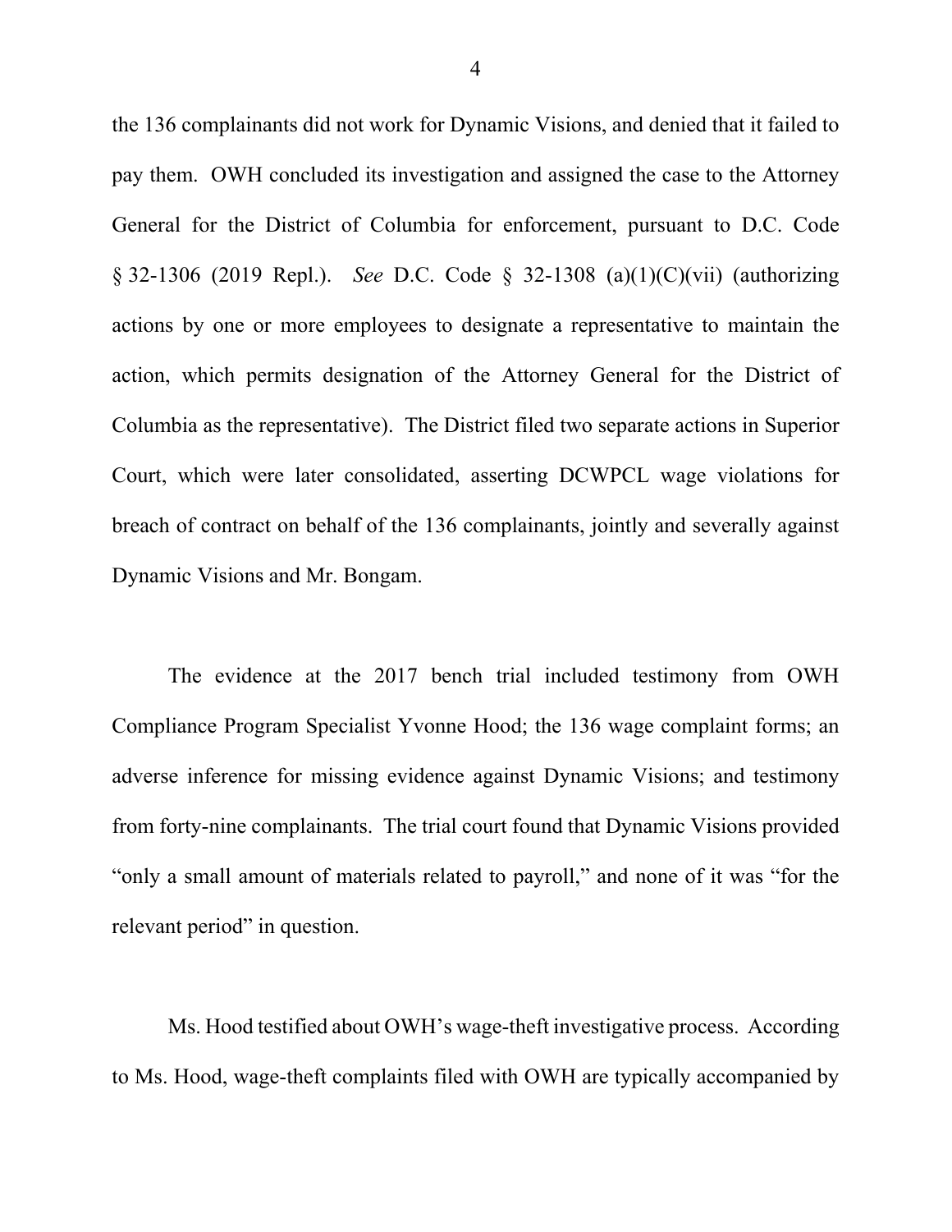the 136 complainants did not work for Dynamic Visions, and denied that it failed to pay them. OWH concluded its investigation and assigned the case to the Attorney General for the District of Columbia for enforcement, pursuant to D.C. Code § 32-1306 (2019 Repl.). *See* D.C. Code § 32-1308 (a)(1)(C)(vii) (authorizing actions by one or more employees to designate a representative to maintain the action, which permits designation of the Attorney General for the District of Columbia as the representative). The District filed two separate actions in Superior Court, which were later consolidated, asserting DCWPCL wage violations for breach of contract on behalf of the 136 complainants, jointly and severally against Dynamic Visions and Mr. Bongam.

The evidence at the 2017 bench trial included testimony from OWH Compliance Program Specialist Yvonne Hood; the 136 wage complaint forms; an adverse inference for missing evidence against Dynamic Visions; and testimony from forty-nine complainants. The trial court found that Dynamic Visions provided "only a small amount of materials related to payroll," and none of it was "for the relevant period" in question.

Ms. Hood testified about OWH's wage-theft investigative process. According to Ms. Hood, wage-theft complaints filed with OWH are typically accompanied by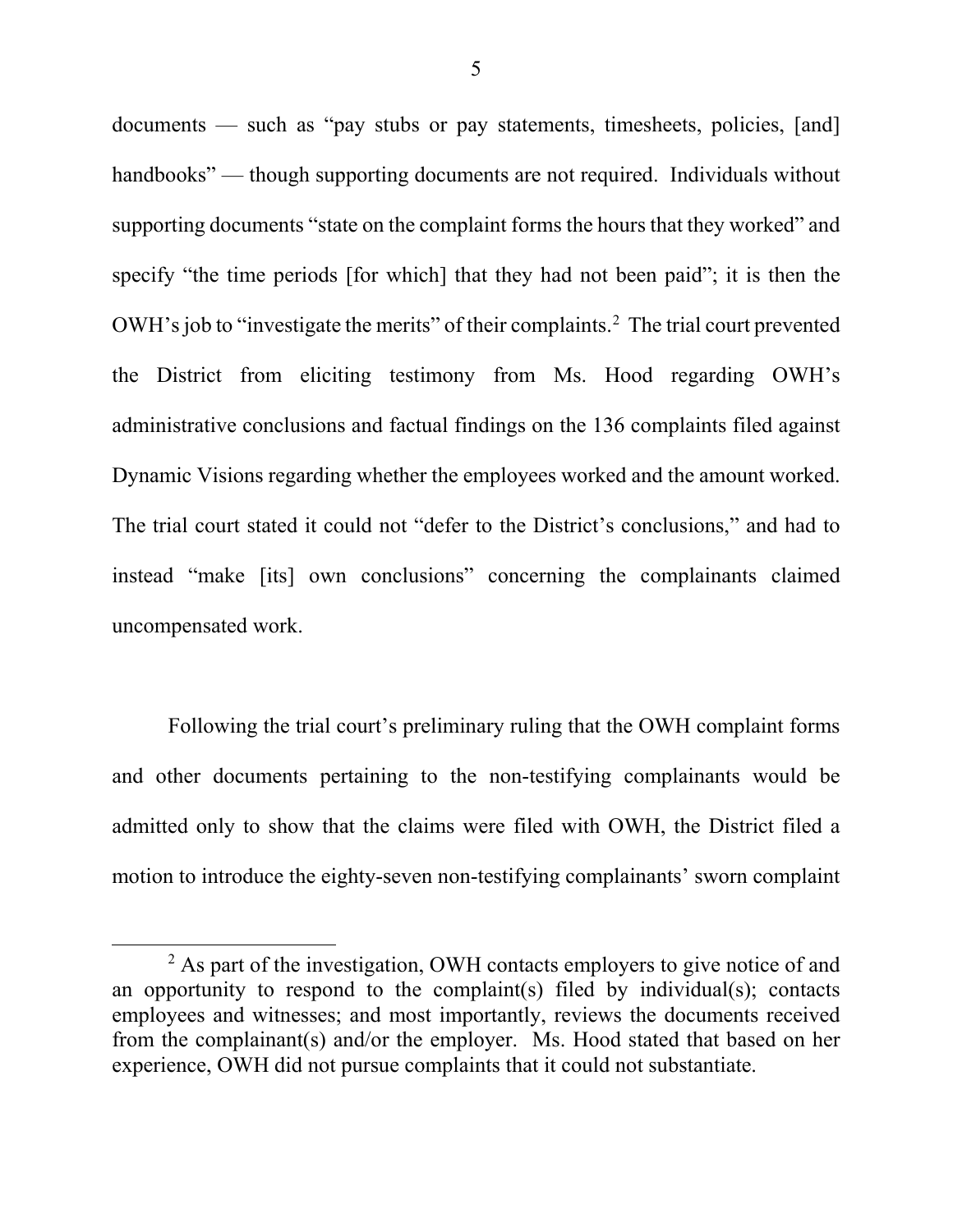documents — such as "pay stubs or pay statements, timesheets, policies, [and] handbooks" — though supporting documents are not required. Individuals without supporting documents "state on the complaint forms the hours that they worked" and specify "the time periods [for which] that they had not been paid"; it is then the OWH's job to "investigate the merits" of their complaints.[2] The trial court prevented the District from eliciting testimony from Ms. Hood regarding OWH's administrative conclusions and factual findings on the 136 complaints filed against Dynamic Visions regarding whether the employees worked and the amount worked. The trial court stated it could not "defer to the District's conclusions," and had to instead "make [its] own conclusions" concerning the complainants claimed uncompensated work.

Following the trial court's preliminary ruling that the OWH complaint forms and other documents pertaining to the non-testifying complainants would be admitted only to show that the claims were filed with OWH, the District filed a motion to introduce the eighty-seven non-testifying complainants' sworn complaint

[2] As part of the investigation, OWH contacts employers to give notice of and an opportunity to respond to the complaint(s) filed by individual(s); contacts employees and witnesses; and most importantly, reviews the documents received from the complainant(s) and/or the employer. Ms. Hood stated that based on her experience, OWH did not pursue complaints that it could not substantiate.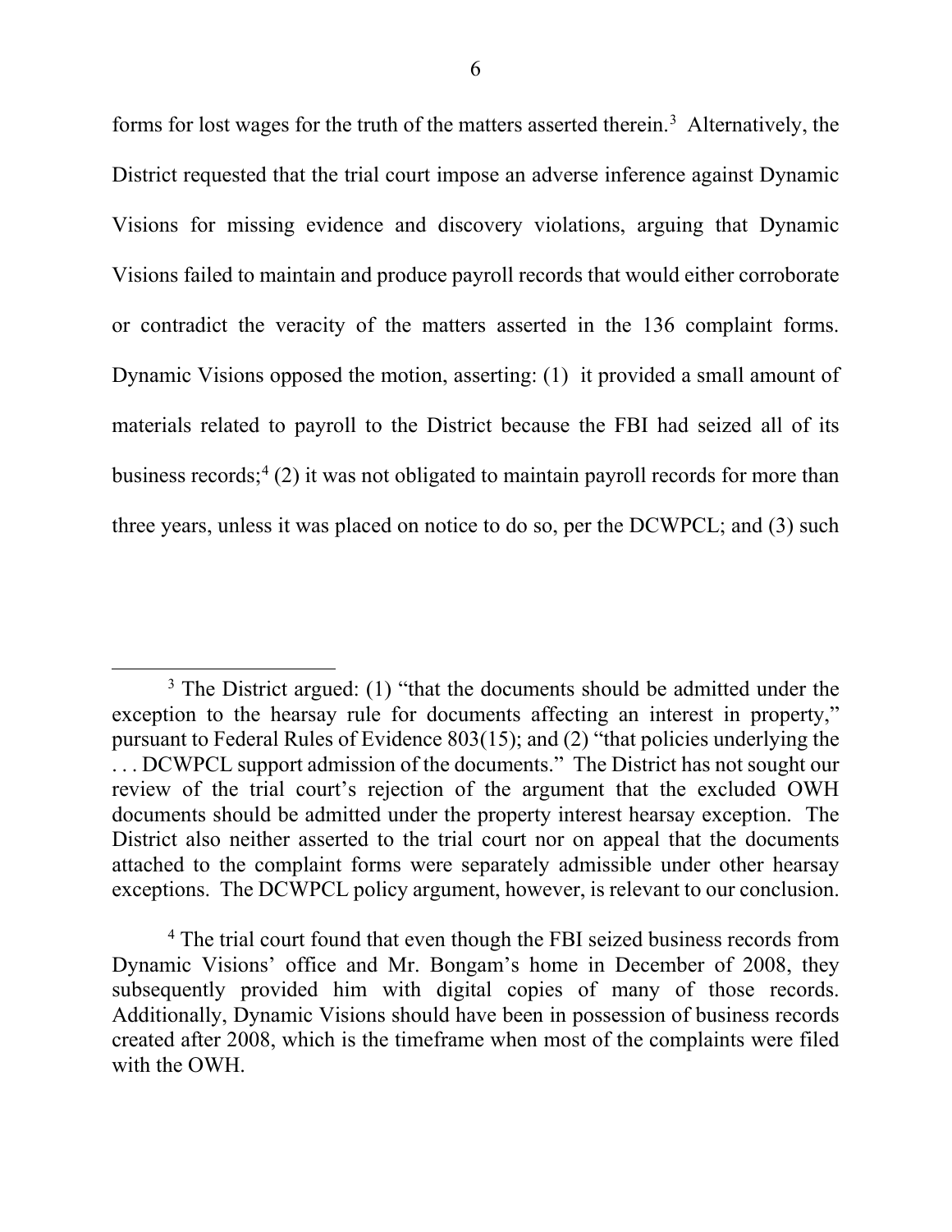forms for lost wages for the truth of the matters asserted therein.[3] Alternatively, the District requested that the trial court impose an adverse inference against Dynamic Visions for missing evidence and discovery violations, arguing that Dynamic Visions failed to maintain and produce payroll records that would either corroborate or contradict the veracity of the matters asserted in the 136 complaint forms. Dynamic Visions opposed the motion, asserting: (1) it provided a small amount of materials related to payroll to the District because the FBI had seized all of its business records;[4] (2) it was not obligated to maintain payroll records for more than three years, unless it was placed on notice to do so, per the DCWPCL; and (3) such

---

[3] The District argued: (1) "that the documents should be admitted under the exception to the hearsay rule for documents affecting an interest in property," pursuant to Federal Rules of Evidence 803(15); and (2) "that policies underlying the . . . DCWPCL support admission of the documents." The District has not sought our review of the trial court's rejection of the argument that the excluded OWH documents should be admitted under the property interest hearsay exception. The District also neither asserted to the trial court nor on appeal that the documents attached to the complaint forms were separately admissible under other hearsay exceptions. The DCWPCL policy argument, however, is relevant to our conclusion.

[4] The trial court found that even though the FBI seized business records from Dynamic Visions' office and Mr. Bongam's home in December of 2008, they subsequently provided him with digital copies of many of those records. Additionally, Dynamic Visions should have been in possession of business records created after 2008, which is the timeframe when most of the complaints were filed with the OWH.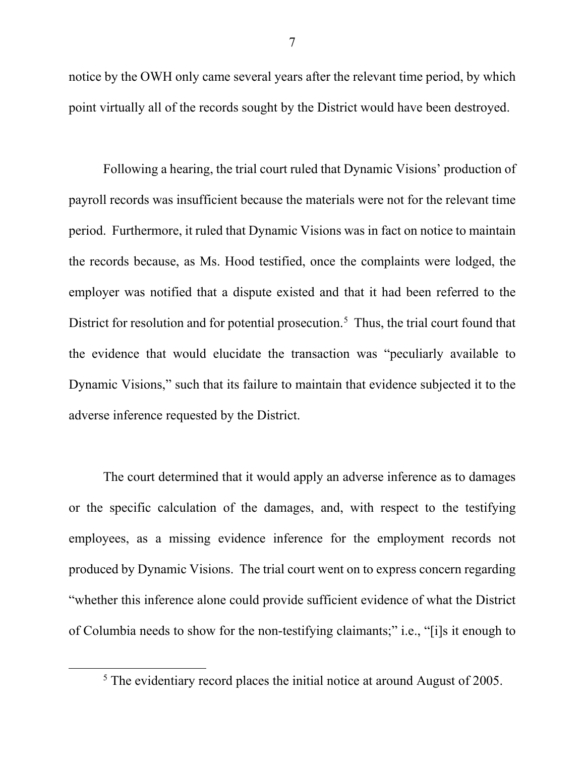notice by the OWH only came several years after the relevant time period, by which point virtually all of the records sought by the District would have been destroyed.

Following a hearing, the trial court ruled that Dynamic Visions' production of payroll records was insufficient because the materials were not for the relevant time period. Furthermore, it ruled that Dynamic Visions was in fact on notice to maintain the records because, as Ms. Hood testified, once the complaints were lodged, the employer was notified that a dispute existed and that it had been referred to the District for resolution and for potential prosecution.[5] Thus, the trial court found that the evidence that would elucidate the transaction was "peculiarly available to Dynamic Visions," such that its failure to maintain that evidence subjected it to the adverse inference requested by the District.

The court determined that it would apply an adverse inference as to damages or the specific calculation of the damages, and, with respect to the testifying employees, as a missing evidence inference for the employment records not produced by Dynamic Visions. The trial court went on to express concern regarding "whether this inference alone could provide sufficient evidence of what the District of Columbia needs to show for the non-testifying claimants;" i.e., "[i]s it enough to

[5] The evidentiary record places the initial notice at around August of 2005.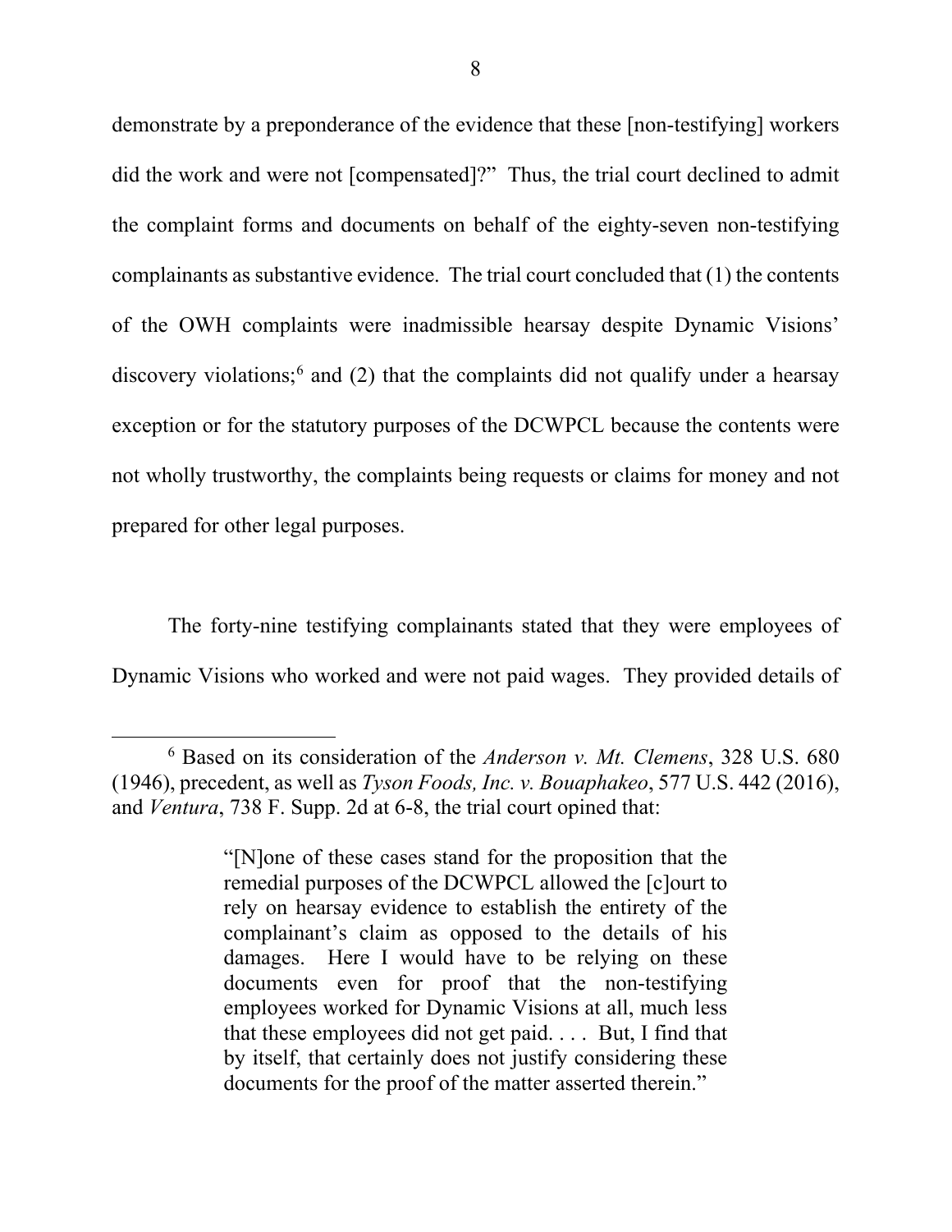demonstrate by a preponderance of the evidence that these [non-testifying] workers did the work and were not [compensated]?" Thus, the trial court declined to admit the complaint forms and documents on behalf of the eighty-seven non-testifying complainants as substantive evidence. The trial court concluded that (1) the contents of the OWH complaints were inadmissible hearsay despite Dynamic Visions' discovery violations;[6] and (2) that the complaints did not qualify under a hearsay exception or for the statutory purposes of the DCWPCL because the contents were not wholly trustworthy, the complaints being requests or claims for money and not prepared for other legal purposes.

The forty-nine testifying complainants stated that they were employees of Dynamic Visions who worked and were not paid wages. They provided details of

---

[6] Based on its consideration of the *Anderson v. Mt. Clemens*, 328 U.S. 680 (1946), precedent, as well as *Tyson Foods, Inc. v. Bouaphakeo*, 577 U.S. 442 (2016), and *Ventura*, 738 F. Supp. 2d at 6-8, the trial court opined that:

> "[N]one of these cases stand for the proposition that the remedial purposes of the DCWPCL allowed the [c]ourt to rely on hearsay evidence to establish the entirety of the complainant's claim as opposed to the details of his damages. Here I would have to be relying on these documents even for proof that the non-testifying employees worked for Dynamic Visions at all, much less that these employees did not get paid. . . . But, I find that by itself, that certainly does not justify considering these documents for the proof of the matter asserted therein."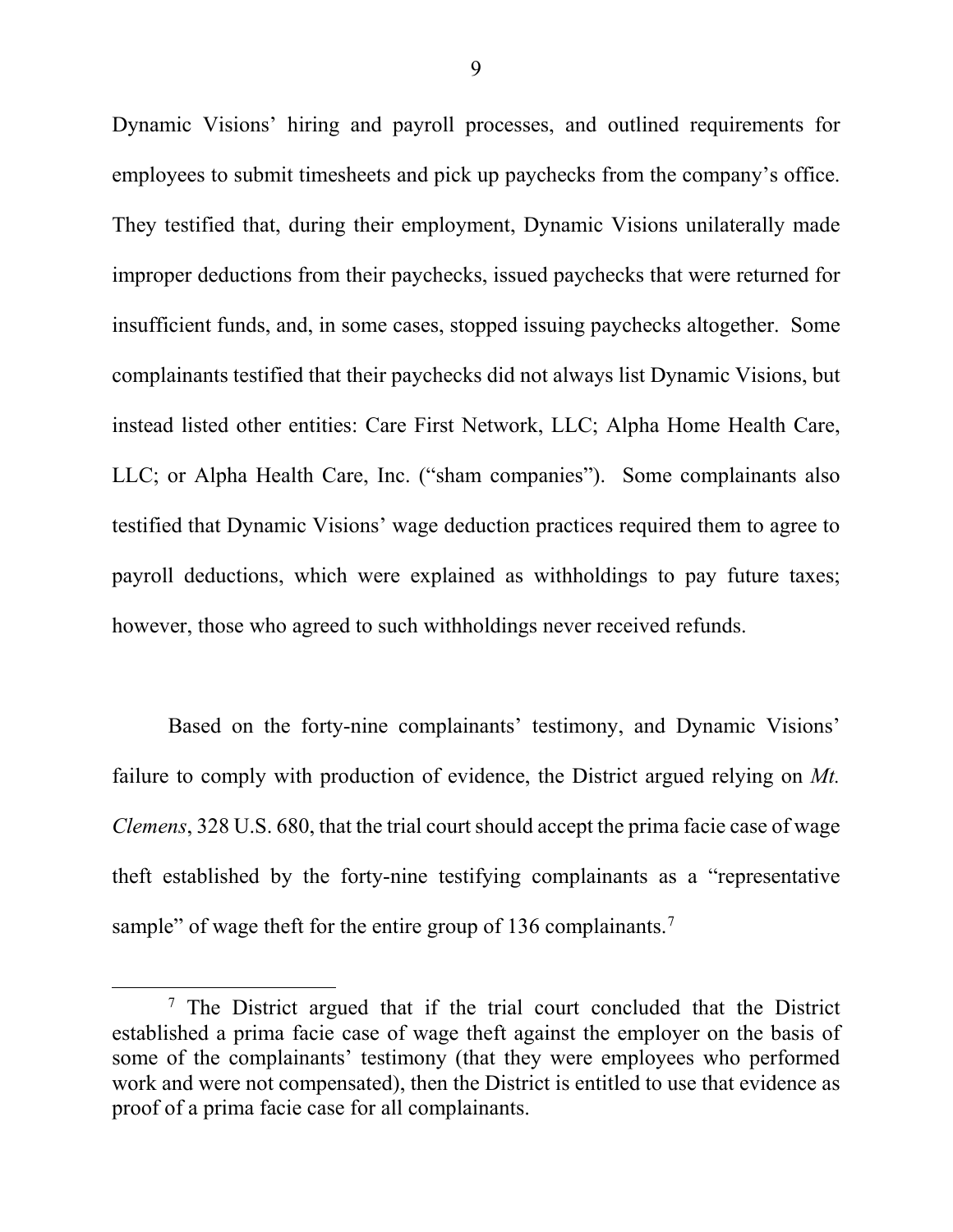Dynamic Visions' hiring and payroll processes, and outlined requirements for employees to submit timesheets and pick up paychecks from the company's office. They testified that, during their employment, Dynamic Visions unilaterally made improper deductions from their paychecks, issued paychecks that were returned for insufficient funds, and, in some cases, stopped issuing paychecks altogether. Some complainants testified that their paychecks did not always list Dynamic Visions, but instead listed other entities: Care First Network, LLC; Alpha Home Health Care, LLC; or Alpha Health Care, Inc. ("sham companies"). Some complainants also testified that Dynamic Visions' wage deduction practices required them to agree to payroll deductions, which were explained as withholdings to pay future taxes; however, those who agreed to such withholdings never received refunds.

Based on the forty-nine complainants' testimony, and Dynamic Visions' failure to comply with production of evidence, the District argued relying on *Mt. Clemens*, 328 U.S. 680, that the trial court should accept the prima facie case of wage theft established by the forty-nine testifying complainants as a "representative sample" of wage theft for the entire group of 136 complainants.[7]

---

[7] The District argued that if the trial court concluded that the District established a prima facie case of wage theft against the employer on the basis of some of the complainants' testimony (that they were employees who performed work and were not compensated), then the District is entitled to use that evidence as proof of a prima facie case for all complainants.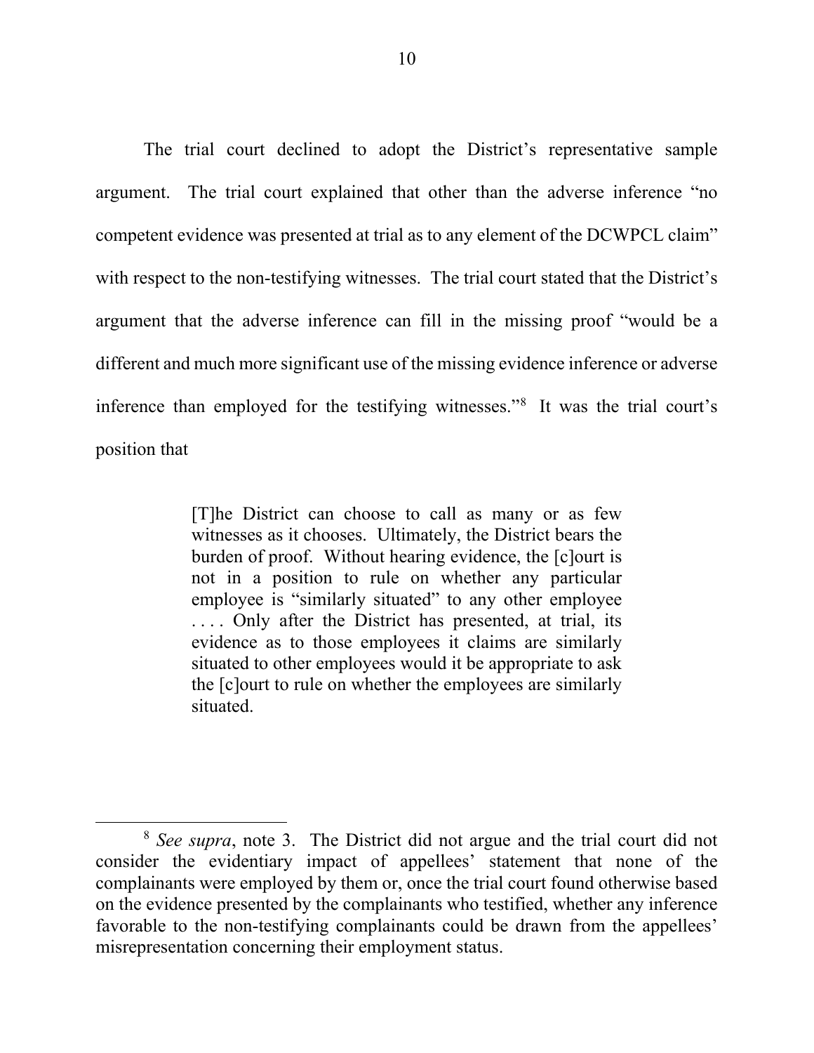The trial court declined to adopt the District's representative sample argument. The trial court explained that other than the adverse inference "no competent evidence was presented at trial as to any element of the DCWPCL claim" with respect to the non-testifying witnesses. The trial court stated that the District's argument that the adverse inference can fill in the missing proof "would be a different and much more significant use of the missing evidence inference or adverse inference than employed for the testifying witnesses."[8] It was the trial court's position that

> [T]he District can choose to call as many or as few witnesses as it chooses. Ultimately, the District bears the burden of proof. Without hearing evidence, the [c]ourt is not in a position to rule on whether any particular employee is "similarly situated" to any other employee . . . . Only after the District has presented, at trial, its evidence as to those employees it claims are similarly situated to other employees would it be appropriate to ask the [c]ourt to rule on whether the employees are similarly situated.

---

[8] *See supra*, note 3. The District did not argue and the trial court did not consider the evidentiary impact of appellees' statement that none of the complainants were employed by them or, once the trial court found otherwise based on the evidence presented by the complainants who testified, whether any inference favorable to the non-testifying complainants could be drawn from the appellees' misrepresentation concerning their employment status.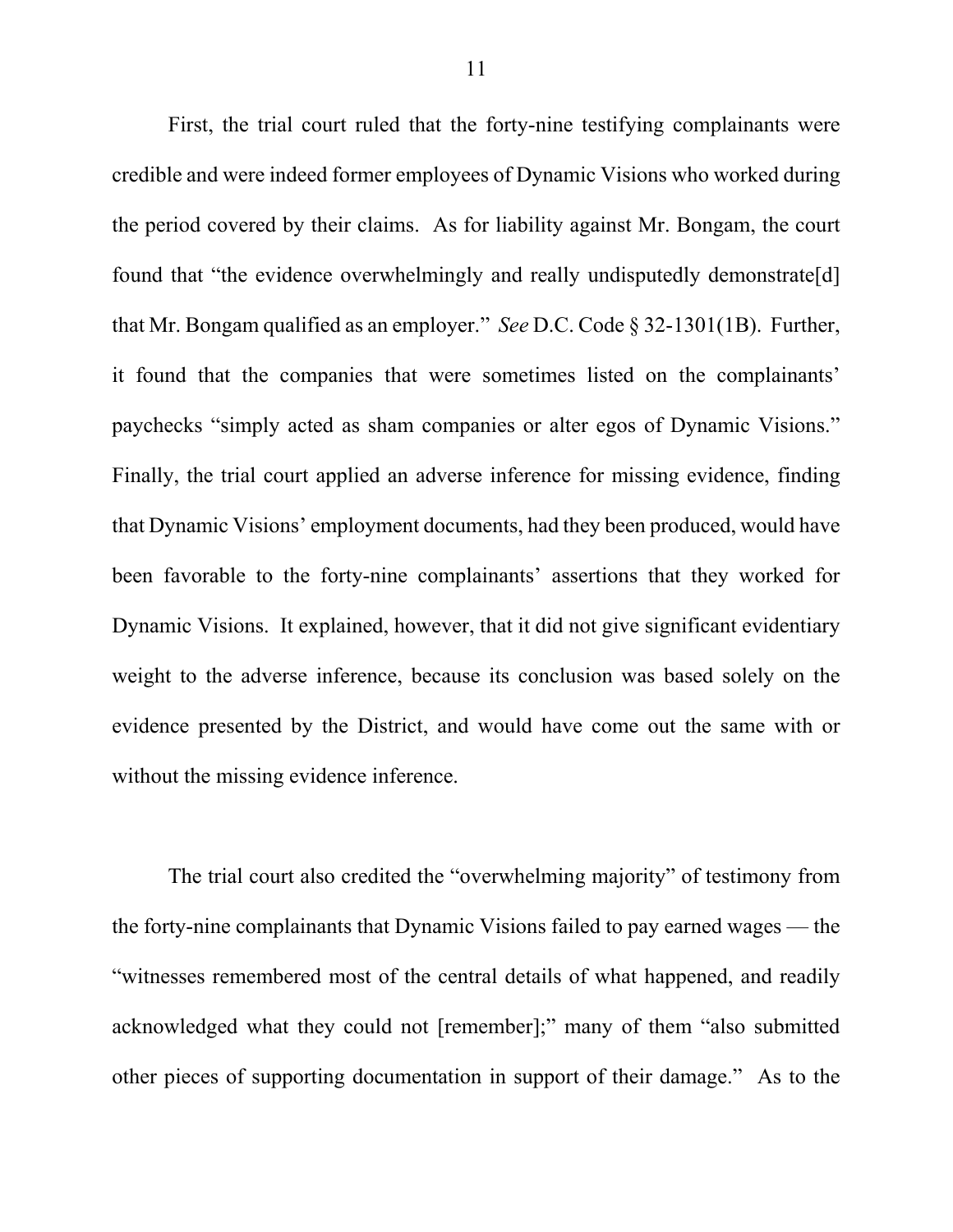First, the trial court ruled that the forty-nine testifying complainants were credible and were indeed former employees of Dynamic Visions who worked during the period covered by their claims. As for liability against Mr. Bongam, the court found that "the evidence overwhelmingly and really undisputedly demonstrate[d] that Mr. Bongam qualified as an employer." *See* D.C. Code § 32-1301(1B). Further, it found that the companies that were sometimes listed on the complainants' paychecks "simply acted as sham companies or alter egos of Dynamic Visions." Finally, the trial court applied an adverse inference for missing evidence, finding that Dynamic Visions' employment documents, had they been produced, would have been favorable to the forty-nine complainants' assertions that they worked for Dynamic Visions. It explained, however, that it did not give significant evidentiary weight to the adverse inference, because its conclusion was based solely on the evidence presented by the District, and would have come out the same with or without the missing evidence inference.

The trial court also credited the "overwhelming majority" of testimony from the forty-nine complainants that Dynamic Visions failed to pay earned wages — the "witnesses remembered most of the central details of what happened, and readily acknowledged what they could not [remember];" many of them "also submitted other pieces of supporting documentation in support of their damage." As to the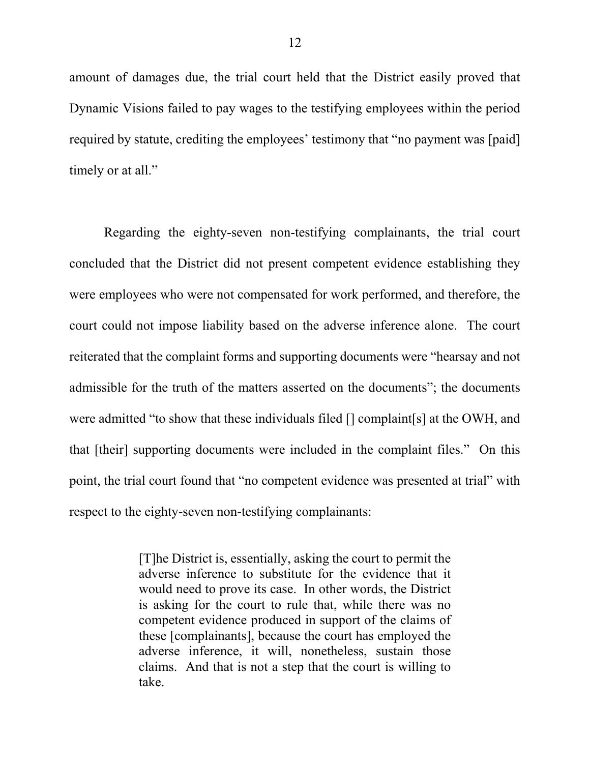amount of damages due, the trial court held that the District easily proved that Dynamic Visions failed to pay wages to the testifying employees within the period required by statute, crediting the employees' testimony that "no payment was [paid] timely or at all."

Regarding the eighty-seven non-testifying complainants, the trial court concluded that the District did not present competent evidence establishing they were employees who were not compensated for work performed, and therefore, the court could not impose liability based on the adverse inference alone. The court reiterated that the complaint forms and supporting documents were "hearsay and not admissible for the truth of the matters asserted on the documents"; the documents were admitted "to show that these individuals filed [] complaint[s] at the OWH, and that [their] supporting documents were included in the complaint files." On this point, the trial court found that "no competent evidence was presented at trial" with respect to the eighty-seven non-testifying complainants:

> [T]he District is, essentially, asking the court to permit the adverse inference to substitute for the evidence that it would need to prove its case. In other words, the District is asking for the court to rule that, while there was no competent evidence produced in support of the claims of these [complainants], because the court has employed the adverse inference, it will, nonetheless, sustain those claims. And that is not a step that the court is willing to take.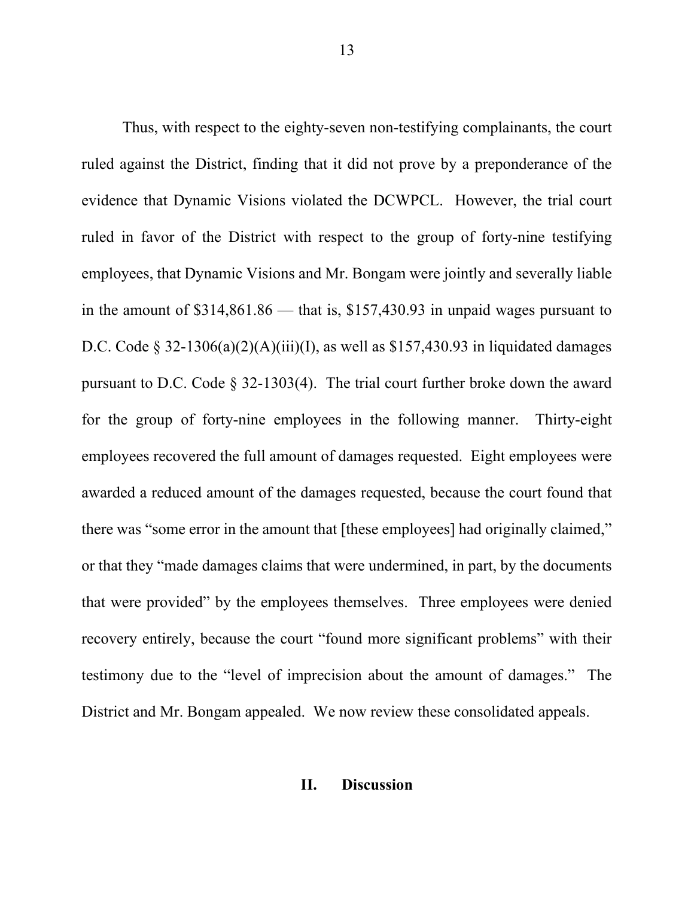Thus, with respect to the eighty-seven non-testifying complainants, the court ruled against the District, finding that it did not prove by a preponderance of the evidence that Dynamic Visions violated the DCWPCL. However, the trial court ruled in favor of the District with respect to the group of forty-nine testifying employees, that Dynamic Visions and Mr. Bongam were jointly and severally liable in the amount of $314,861.86 — that is, $157,430.93 in unpaid wages pursuant to D.C. Code § 32-1306(a)(2)(A)(iii)(I), as well as $157,430.93 in liquidated damages pursuant to D.C. Code § 32-1303(4). The trial court further broke down the award for the group of forty-nine employees in the following manner. Thirty-eight employees recovered the full amount of damages requested. Eight employees were awarded a reduced amount of the damages requested, because the court found that there was "some error in the amount that [these employees] had originally claimed," or that they "made damages claims that were undermined, in part, by the documents that were provided" by the employees themselves. Three employees were denied recovery entirely, because the court "found more significant problems" with their testimony due to the "level of imprecision about the amount of damages." The District and Mr. Bongam appealed. We now review these consolidated appeals.

## II. Discussion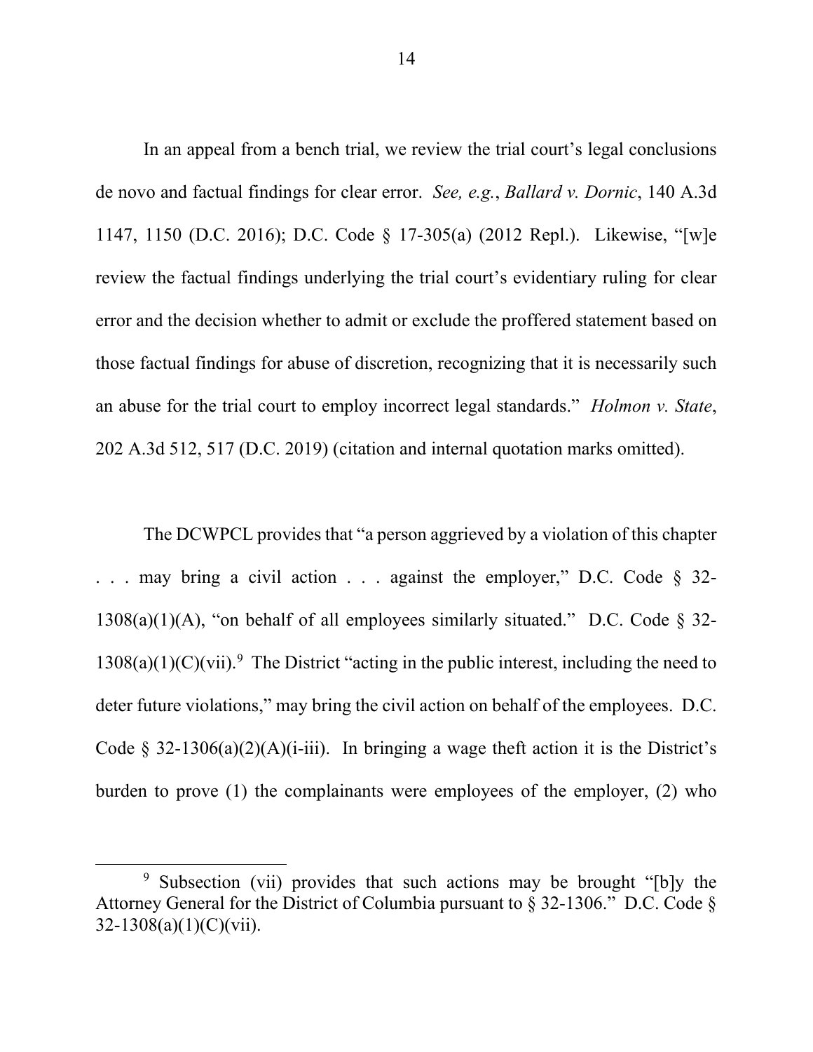In an appeal from a bench trial, we review the trial court's legal conclusions de novo and factual findings for clear error. *See, e.g.*, *Ballard v. Dornic*, 140 A.3d 1147, 1150 (D.C. 2016); D.C. Code § 17-305(a) (2012 Repl.). Likewise, "[w]e review the factual findings underlying the trial court's evidentiary ruling for clear error and the decision whether to admit or exclude the proffered statement based on those factual findings for abuse of discretion, recognizing that it is necessarily such an abuse for the trial court to employ incorrect legal standards." *Holmon v. State*, 202 A.3d 512, 517 (D.C. 2019) (citation and internal quotation marks omitted).

The DCWPCL provides that "a person aggrieved by a violation of this chapter . . . may bring a civil action . . . against the employer," D.C. Code § 32-1308(a)(1)(A), "on behalf of all employees similarly situated." D.C. Code § 32-1308(a)(1)(C)(vii).[9] The District "acting in the public interest, including the need to deter future violations," may bring the civil action on behalf of the employees. D.C. Code § 32-1306(a)(2)(A)(i-iii). In bringing a wage theft action it is the District's burden to prove (1) the complainants were employees of the employer, (2) who

[9] Subsection (vii) provides that such actions may be brought "[b]y the Attorney General for the District of Columbia pursuant to § 32-1306." D.C. Code § 32-1308(a)(1)(C)(vii).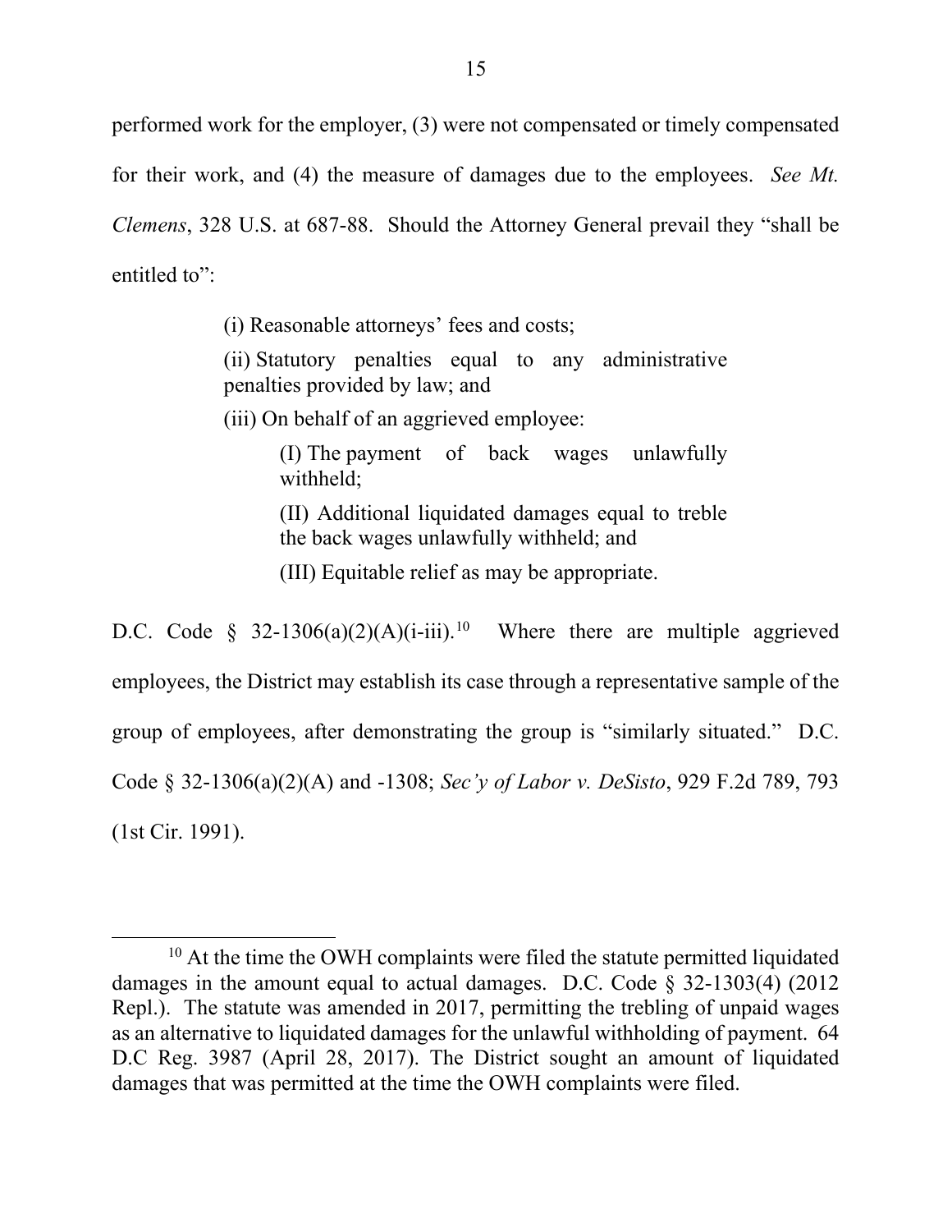performed work for the employer, (3) were not compensated or timely compensated for their work, and (4) the measure of damages due to the employees. *See Mt. Clemens*, 328 U.S. at 687-88. Should the Attorney General prevail they "shall be entitled to":

> (i) Reasonable attorneys' fees and costs;
>
> (ii) Statutory penalties equal to any administrative penalties provided by law; and
>
> (iii) On behalf of an aggrieved employee:
>
>> (I) The payment of back wages unlawfully withheld;
>>
>> (II) Additional liquidated damages equal to treble the back wages unlawfully withheld; and
>>
>> (III) Equitable relief as may be appropriate.

D.C. Code § 32-1306(a)(2)(A)(i-iii).[10] Where there are multiple aggrieved employees, the District may establish its case through a representative sample of the group of employees, after demonstrating the group is "similarly situated." D.C. Code § 32-1306(a)(2)(A) and -1308; *Sec'y of Labor v. DeSisto*, 929 F.2d 789, 793 (1st Cir. 1991).

---

[10] At the time the OWH complaints were filed the statute permitted liquidated damages in the amount equal to actual damages. D.C. Code § 32-1303(4) (2012 Repl.). The statute was amended in 2017, permitting the trebling of unpaid wages as an alternative to liquidated damages for the unlawful withholding of payment. 64 D.C Reg. 3987 (April 28, 2017). The District sought an amount of liquidated damages that was permitted at the time the OWH complaints were filed.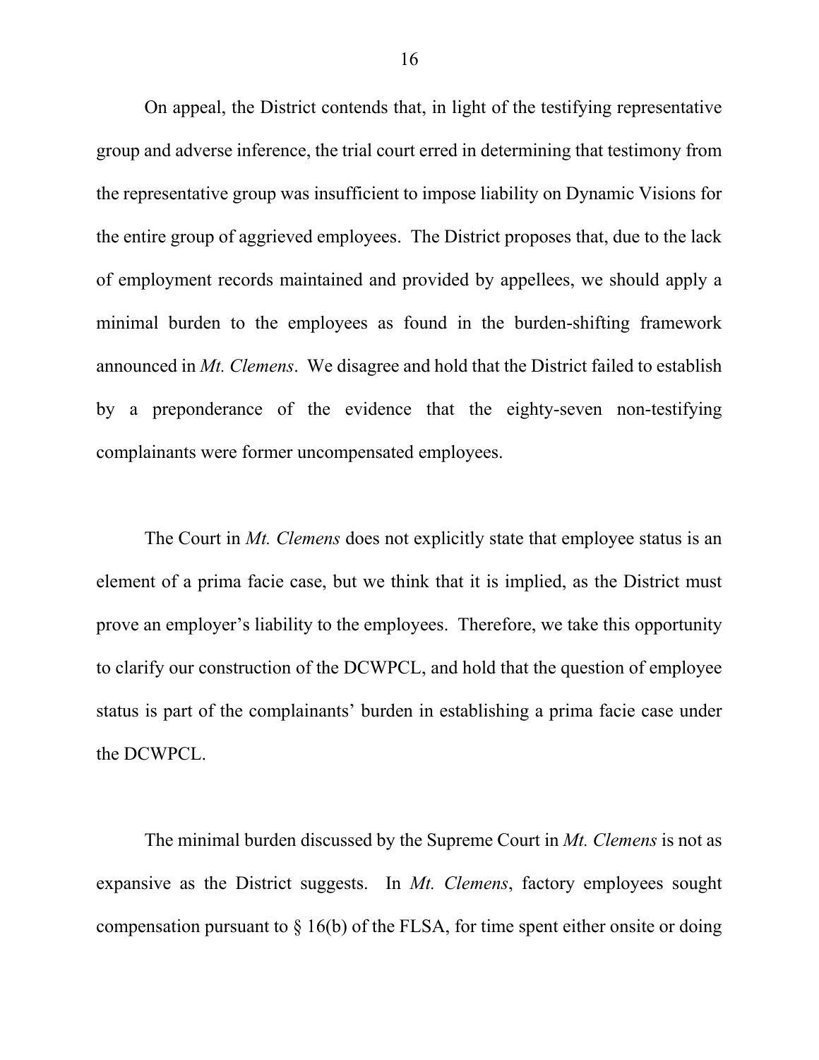On appeal, the District contends that, in light of the testifying representative group and adverse inference, the trial court erred in determining that testimony from the representative group was insufficient to impose liability on Dynamic Visions for the entire group of aggrieved employees. The District proposes that, due to the lack of employment records maintained and provided by appellees, we should apply a minimal burden to the employees as found in the burden-shifting framework announced in *Mt. Clemens*. We disagree and hold that the District failed to establish by a preponderance of the evidence that the eighty-seven non-testifying complainants were former uncompensated employees.

The Court in *Mt. Clemens* does not explicitly state that employee status is an element of a prima facie case, but we think that it is implied, as the District must prove an employer's liability to the employees. Therefore, we take this opportunity to clarify our construction of the DCWPCL, and hold that the question of employee status is part of the complainants' burden in establishing a prima facie case under the DCWPCL.

The minimal burden discussed by the Supreme Court in *Mt. Clemens* is not as expansive as the District suggests. In *Mt. Clemens*, factory employees sought compensation pursuant to § 16(b) of the FLSA, for time spent either onsite or doing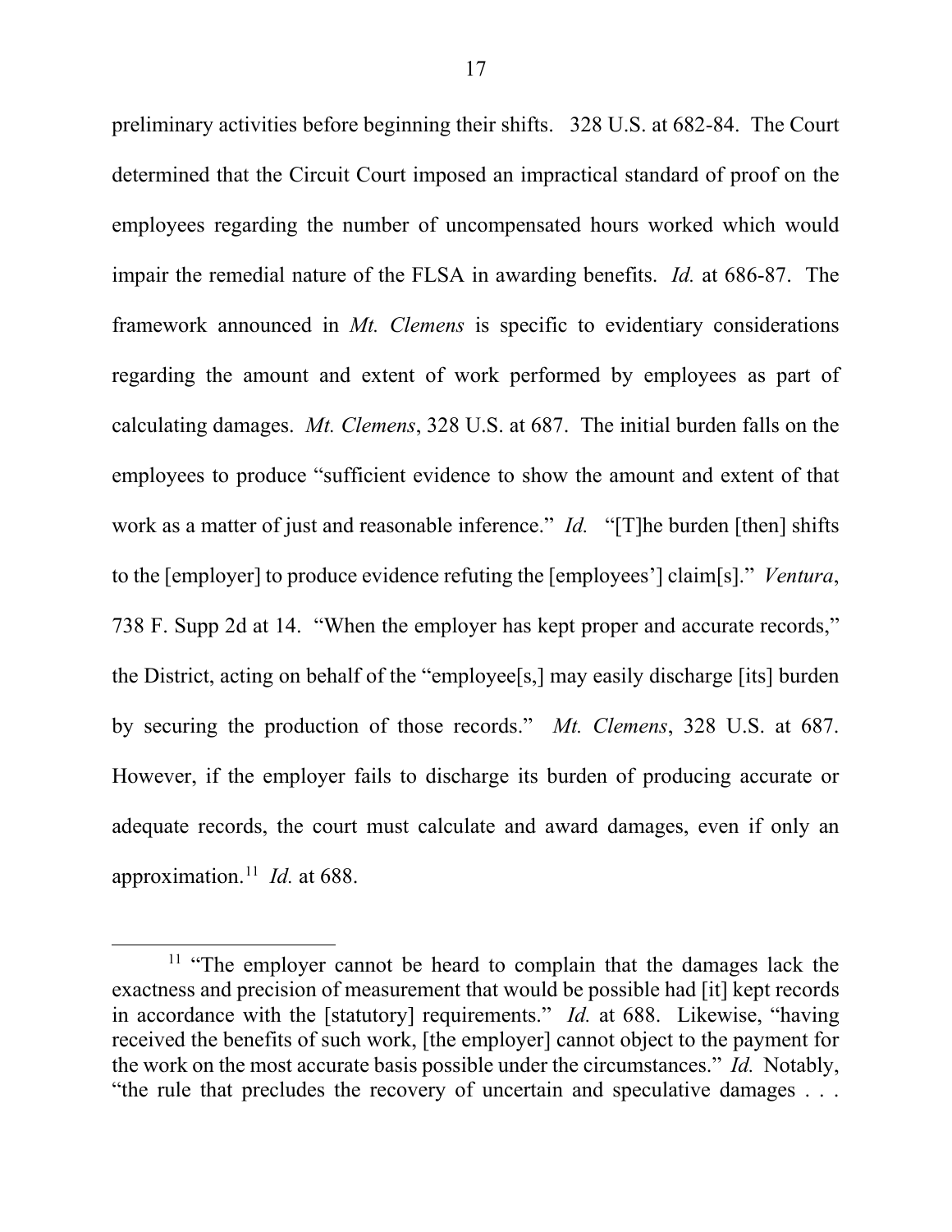preliminary activities before beginning their shifts. 328 U.S. at 682-84. The Court determined that the Circuit Court imposed an impractical standard of proof on the employees regarding the number of uncompensated hours worked which would impair the remedial nature of the FLSA in awarding benefits. *Id.* at 686-87. The framework announced in *Mt. Clemens* is specific to evidentiary considerations regarding the amount and extent of work performed by employees as part of calculating damages. *Mt. Clemens*, 328 U.S. at 687. The initial burden falls on the employees to produce "sufficient evidence to show the amount and extent of that work as a matter of just and reasonable inference." *Id.* "[T]he burden [then] shifts to the [employer] to produce evidence refuting the [employees'] claim[s]." *Ventura*, 738 F. Supp 2d at 14. "When the employer has kept proper and accurate records," the District, acting on behalf of the "employee[s,] may easily discharge [its] burden by securing the production of those records." *Mt. Clemens*, 328 U.S. at 687. However, if the employer fails to discharge its burden of producing accurate or adequate records, the court must calculate and award damages, even if only an approximation.[11] *Id.* at 688.

---

[11] "The employer cannot be heard to complain that the damages lack the exactness and precision of measurement that would be possible had [it] kept records in accordance with the [statutory] requirements." *Id.* at 688. Likewise, "having received the benefits of such work, [the employer] cannot object to the payment for the work on the most accurate basis possible under the circumstances." *Id.* Notably, "the rule that precludes the recovery of uncertain and speculative damages . . .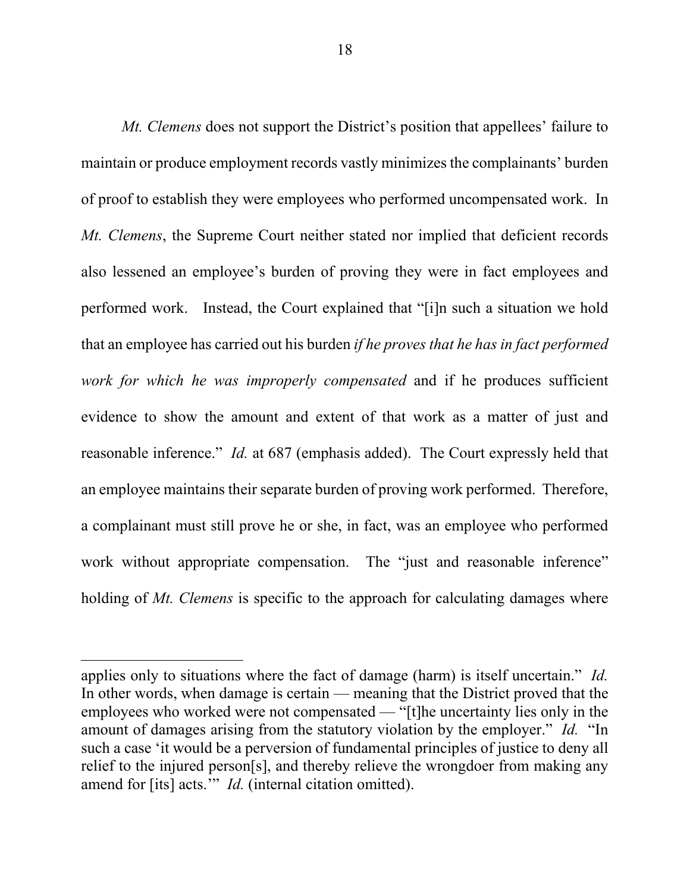*Mt. Clemens* does not support the District's position that appellees' failure to maintain or produce employment records vastly minimizes the complainants' burden of proof to establish they were employees who performed uncompensated work. In *Mt. Clemens*, the Supreme Court neither stated nor implied that deficient records also lessened an employee's burden of proving they were in fact employees and performed work. Instead, the Court explained that "[i]n such a situation we hold that an employee has carried out his burden *if he proves that he has in fact performed work for which he was improperly compensated* and if he produces sufficient evidence to show the amount and extent of that work as a matter of just and reasonable inference." *Id.* at 687 (emphasis added). The Court expressly held that an employee maintains their separate burden of proving work performed. Therefore, a complainant must still prove he or she, in fact, was an employee who performed work without appropriate compensation. The "just and reasonable inference" holding of *Mt. Clemens* is specific to the approach for calculating damages where

---

applies only to situations where the fact of damage (harm) is itself uncertain." *Id.* In other words, when damage is certain — meaning that the District proved that the employees who worked were not compensated — "[t]he uncertainty lies only in the amount of damages arising from the statutory violation by the employer." *Id.* "In such a case 'it would be a perversion of fundamental principles of justice to deny all relief to the injured person[s], and thereby relieve the wrongdoer from making any amend for [its] acts.'" *Id.* (internal citation omitted).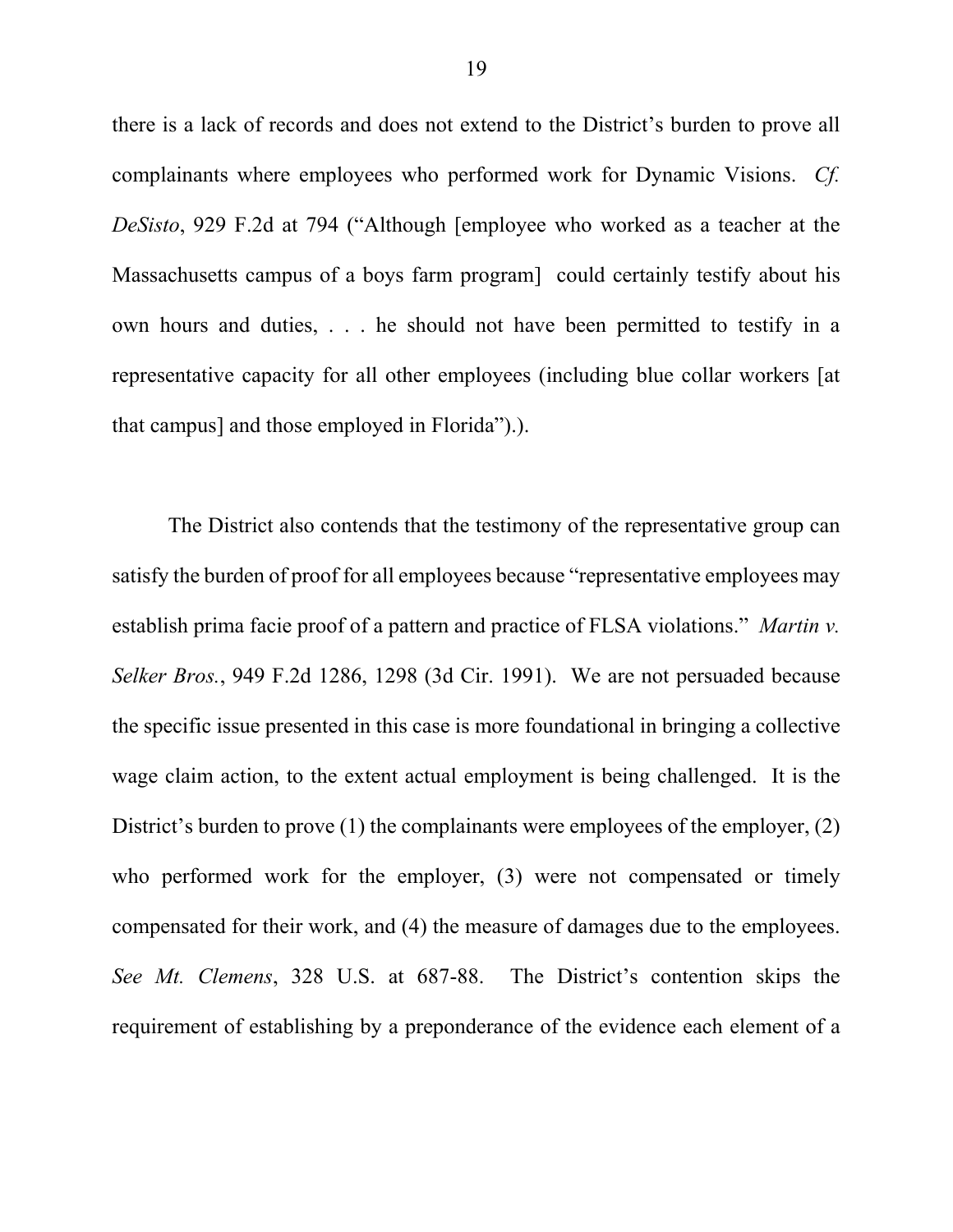there is a lack of records and does not extend to the District's burden to prove all complainants where employees who performed work for Dynamic Visions. *Cf. DeSisto*, 929 F.2d at 794 ("Although [employee who worked as a teacher at the Massachusetts campus of a boys farm program] could certainly testify about his own hours and duties, . . . he should not have been permitted to testify in a representative capacity for all other employees (including blue collar workers [at that campus] and those employed in Florida").).

The District also contends that the testimony of the representative group can satisfy the burden of proof for all employees because "representative employees may establish prima facie proof of a pattern and practice of FLSA violations." *Martin v. Selker Bros.*, 949 F.2d 1286, 1298 (3d Cir. 1991). We are not persuaded because the specific issue presented in this case is more foundational in bringing a collective wage claim action, to the extent actual employment is being challenged. It is the District's burden to prove (1) the complainants were employees of the employer, (2) who performed work for the employer, (3) were not compensated or timely compensated for their work, and (4) the measure of damages due to the employees. *See Mt. Clemens*, 328 U.S. at 687-88. The District's contention skips the requirement of establishing by a preponderance of the evidence each element of a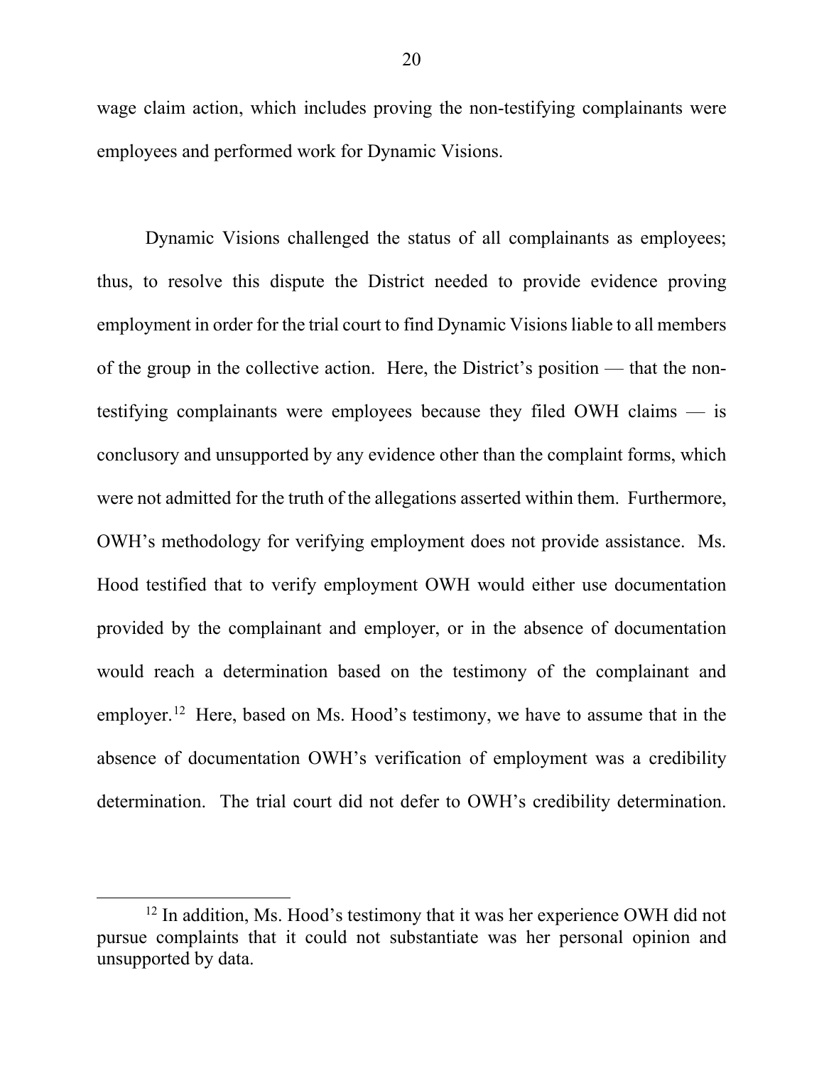wage claim action, which includes proving the non-testifying complainants were employees and performed work for Dynamic Visions.

Dynamic Visions challenged the status of all complainants as employees; thus, to resolve this dispute the District needed to provide evidence proving employment in order for the trial court to find Dynamic Visions liable to all members of the group in the collective action. Here, the District's position — that the non-testifying complainants were employees because they filed OWH claims — is conclusory and unsupported by any evidence other than the complaint forms, which were not admitted for the truth of the allegations asserted within them. Furthermore, OWH's methodology for verifying employment does not provide assistance. Ms. Hood testified that to verify employment OWH would either use documentation provided by the complainant and employer, or in the absence of documentation would reach a determination based on the testimony of the complainant and employer.[12] Here, based on Ms. Hood's testimony, we have to assume that in the absence of documentation OWH's verification of employment was a credibility determination. The trial court did not defer to OWH's credibility determination.

[12] In addition, Ms. Hood's testimony that it was her experience OWH did not pursue complaints that it could not substantiate was her personal opinion and unsupported by data.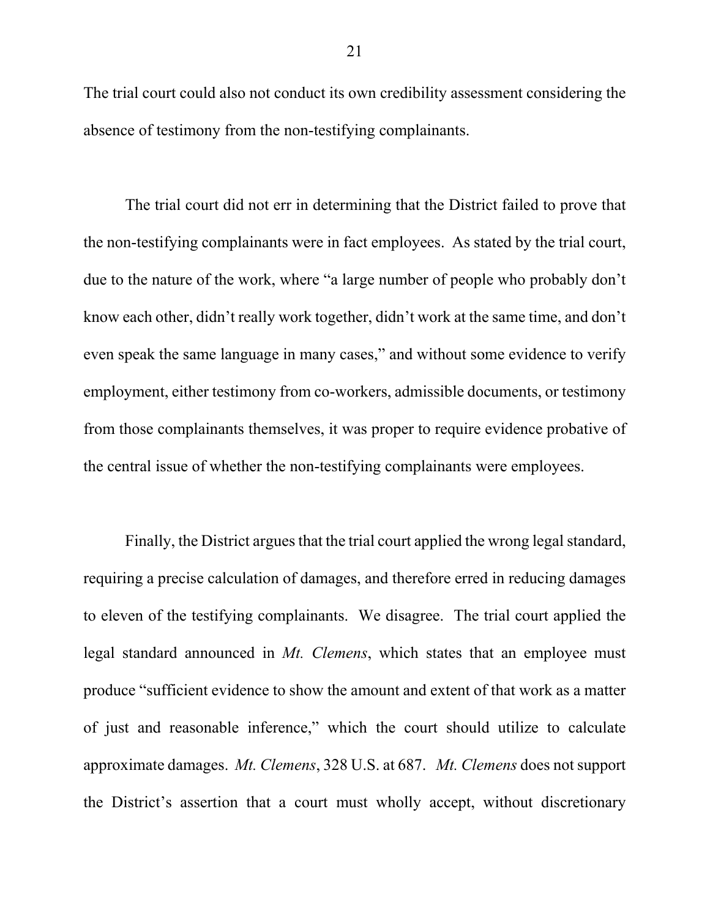The trial court could also not conduct its own credibility assessment considering the absence of testimony from the non-testifying complainants.

The trial court did not err in determining that the District failed to prove that the non-testifying complainants were in fact employees. As stated by the trial court, due to the nature of the work, where "a large number of people who probably don't know each other, didn't really work together, didn't work at the same time, and don't even speak the same language in many cases," and without some evidence to verify employment, either testimony from co-workers, admissible documents, or testimony from those complainants themselves, it was proper to require evidence probative of the central issue of whether the non-testifying complainants were employees.

Finally, the District argues that the trial court applied the wrong legal standard, requiring a precise calculation of damages, and therefore erred in reducing damages to eleven of the testifying complainants. We disagree. The trial court applied the legal standard announced in *Mt. Clemens*, which states that an employee must produce "sufficient evidence to show the amount and extent of that work as a matter of just and reasonable inference," which the court should utilize to calculate approximate damages. *Mt. Clemens*, 328 U.S. at 687. *Mt. Clemens* does not support the District's assertion that a court must wholly accept, without discretionary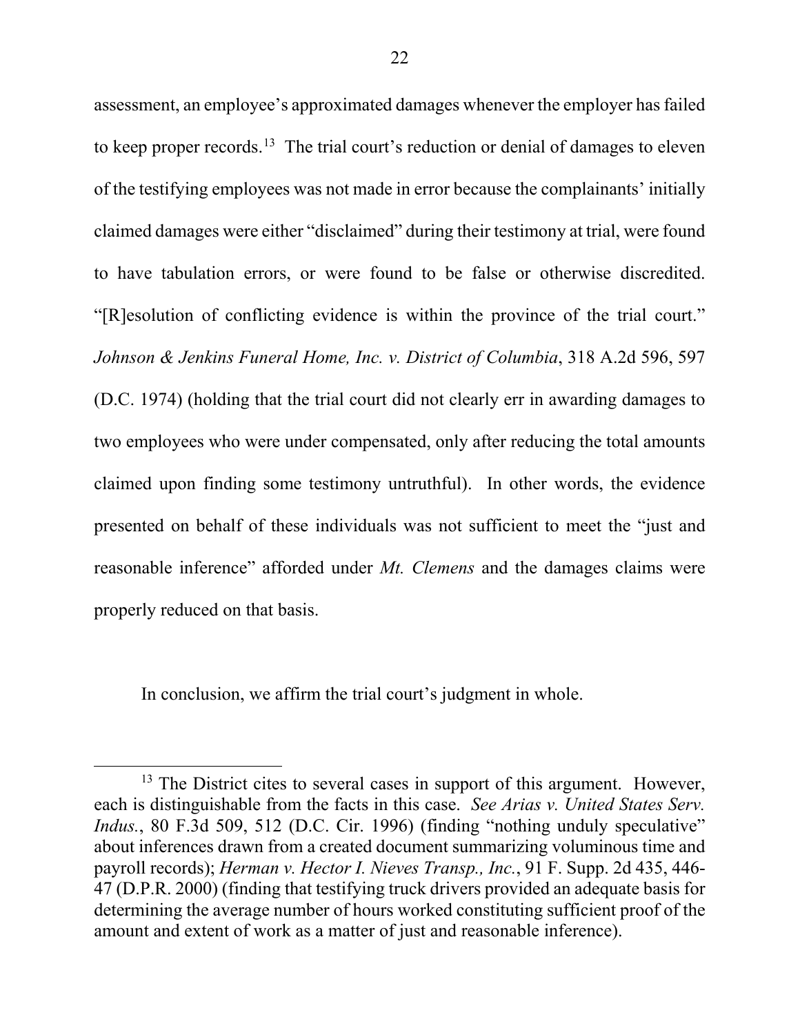assessment, an employee's approximated damages whenever the employer has failed to keep proper records.[13] The trial court's reduction or denial of damages to eleven of the testifying employees was not made in error because the complainants' initially claimed damages were either "disclaimed" during their testimony at trial, were found to have tabulation errors, or were found to be false or otherwise discredited. "[R]esolution of conflicting evidence is within the province of the trial court." *Johnson & Jenkins Funeral Home, Inc. v. District of Columbia*, 318 A.2d 596, 597 (D.C. 1974) (holding that the trial court did not clearly err in awarding damages to two employees who were under compensated, only after reducing the total amounts claimed upon finding some testimony untruthful). In other words, the evidence presented on behalf of these individuals was not sufficient to meet the "just and reasonable inference" afforded under *Mt. Clemens* and the damages claims were properly reduced on that basis.

In conclusion, we affirm the trial court's judgment in whole.

---

[13] The District cites to several cases in support of this argument. However, each is distinguishable from the facts in this case. *See Arias v. United States Serv. Indus.*, 80 F.3d 509, 512 (D.C. Cir. 1996) (finding "nothing unduly speculative" about inferences drawn from a created document summarizing voluminous time and payroll records); *Herman v. Hector I. Nieves Transp., Inc.*, 91 F. Supp. 2d 435, 446-47 (D.P.R. 2000) (finding that testifying truck drivers provided an adequate basis for determining the average number of hours worked constituting sufficient proof of the amount and extent of work as a matter of just and reasonable inference).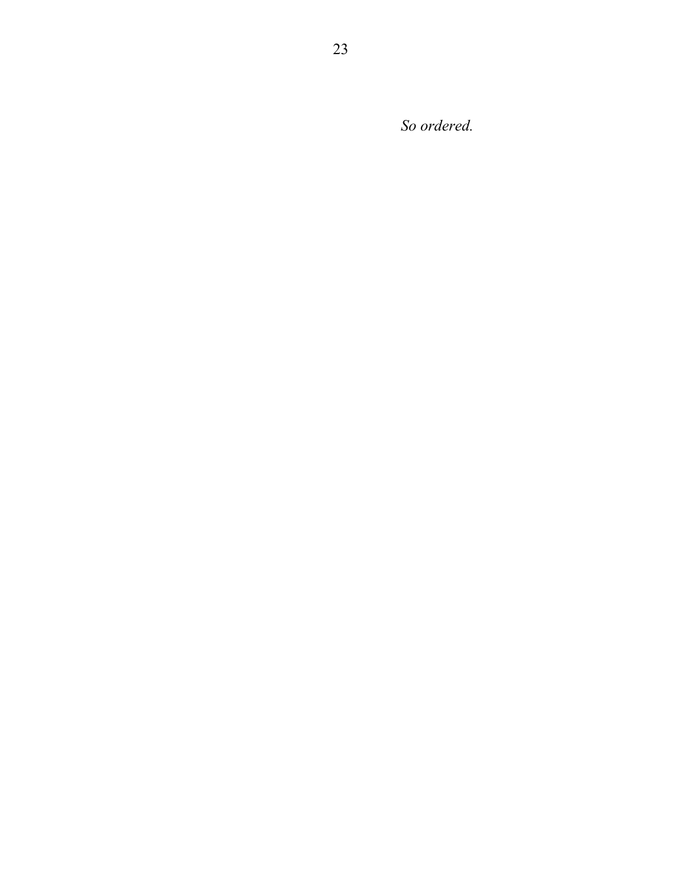*So ordered.*